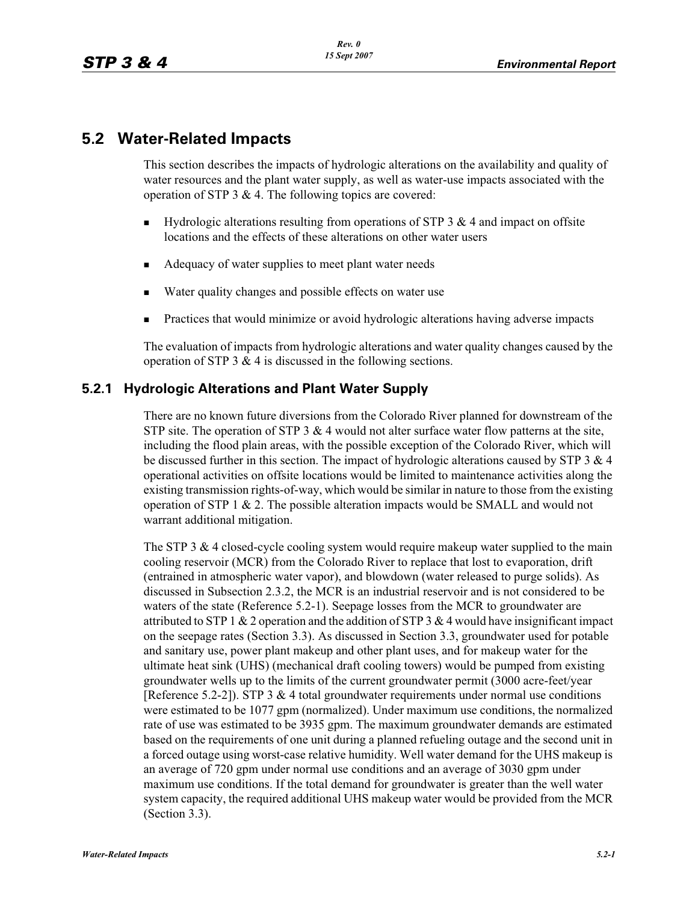## 5.2 Water-Related Impacts

This section describes the impacts of hydrologic alterations on the availability and quality of water resources and the plant water supply, as well as water-use impacts associated with the operation of STP 3 & 4. The following topics are covered:

- Hydrologic alterations resulting from operations of STP 3 & 4 and impact on offsite locations and the effects of these alterations on other water users
- Adequacy of water supplies to meet plant water needs
- Water quality changes and possible effects on water use
- Practices that would minimize or avoid hydrologic alterations having adverse impacts

The evaluation of impacts from hydrologic alterations and water quality changes caused by the operation of STP 3 & 4 is discussed in the following sections.

### 5.2.1 Hydrologic Alterations and Plant Water Supply

There are no known future diversions from the Colorado River planned for downstream of the STP site. The operation of STP 3 & 4 would not alter surface water flow patterns at the site, including the flood plain areas, with the possible exception of the Colorado River, which will be discussed further in this section. The impact of hydrologic alterations caused by STP 3 & 4 operational activities on offsite locations would be limited to maintenance activities along the existing transmission rights-of-way, which would be similar in nature to those from the existing operation of STP 1 & 2. The possible alteration impacts would be SMALL and would not warrant additional mitigation.

The STP 3 & 4 closed-cycle cooling system would require makeup water supplied to the main cooling reservoir (MCR) from the Colorado River to replace that lost to evaporation, drift (entrained in atmospheric water vapor), and blowdown (water released to purge solids). As discussed in Subsection 2.3.2, the MCR is an industrial reservoir and is not considered to be waters of the state (Reference 5.2-1). Seepage losses from the MCR to groundwater are attributed to STP 1 & 2 operation and the addition of STP 3 & 4 would have insignificant impact on the seepage rates (Section 3.3). As discussed in Section 3.3, groundwater used for potable and sanitary use, power plant makeup and other plant uses, and for makeup water for the ultimate heat sink (UHS) (mechanical draft cooling towers) would be pumped from existing groundwater wells up to the limits of the current groundwater permit (3000 acre-feet/year [Reference 5.2-2]). STP 3 & 4 total groundwater requirements under normal use conditions were estimated to be 1077 gpm (normalized). Under maximum use conditions, the normalized rate of use was estimated to be 3935 gpm. The maximum groundwater demands are estimated based on the requirements of one unit during a planned refueling outage and the second unit in a forced outage using worst-case relative humidity. Well water demand for the UHS makeup is an average of 720 gpm under normal use conditions and an average of 3030 gpm under maximum use conditions. If the total demand for groundwater is greater than the well water system capacity, the required additional UHS makeup water would be provided from the MCR (Section 3.3).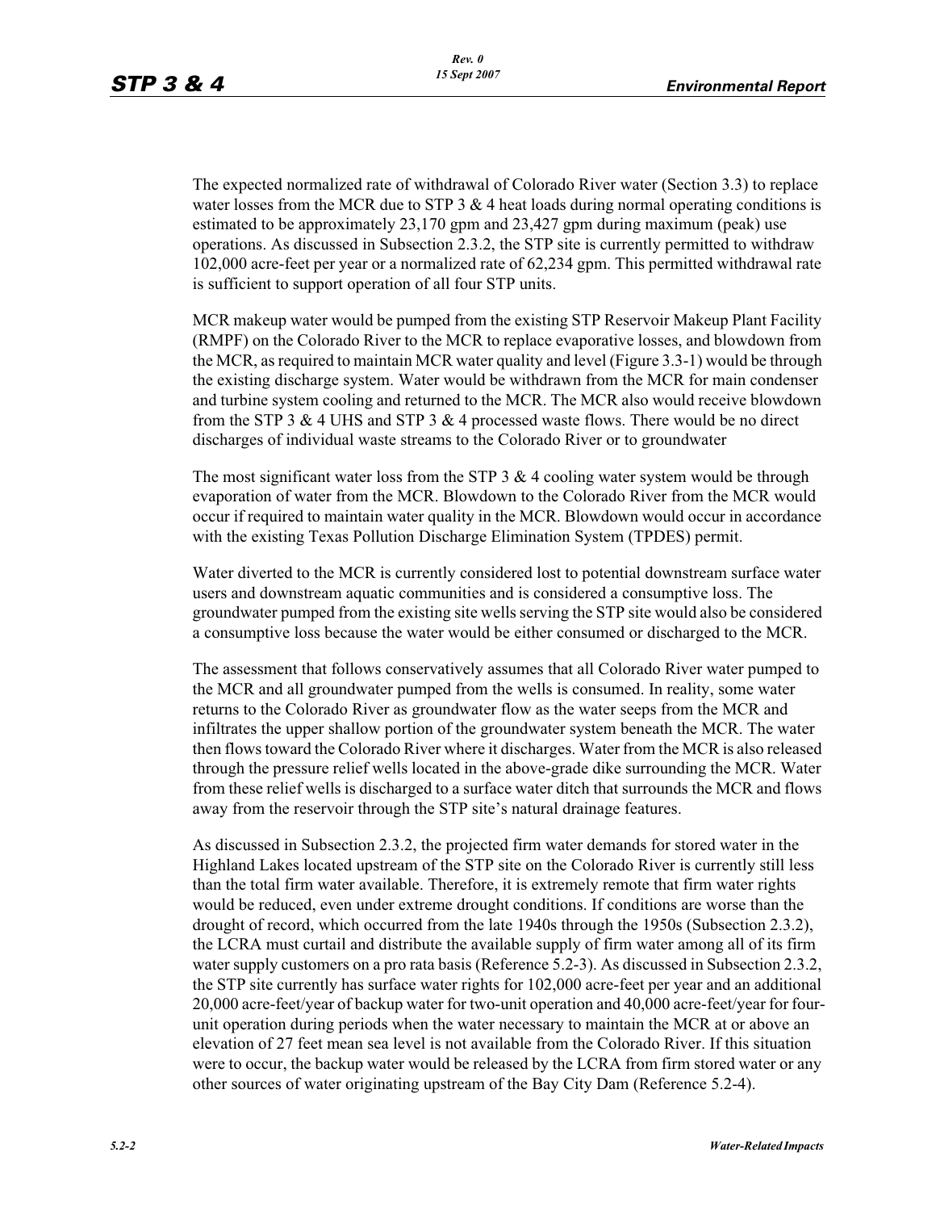The expected normalized rate of withdrawal of Colorado River water (Section 3.3) to replace water losses from the MCR due to STP 3 & 4 heat loads during normal operating conditions is estimated to be approximately 23,170 gpm and 23,427 gpm during maximum (peak) use operations. As discussed in Subsection 2.3.2, the STP site is currently permitted to withdraw 102,000 acre-feet per year or a normalized rate of 62,234 gpm. This permitted withdrawal rate is sufficient to support operation of all four STP units.

MCR makeup water would be pumped from the existing STP Reservoir Makeup Plant Facility (RMPF) on the Colorado River to the MCR to replace evaporative losses, and blowdown from the MCR, as required to maintain MCR water quality and level (Figure 3.3-1) would be through the existing discharge system. Water would be withdrawn from the MCR for main condenser and turbine system cooling and returned to the MCR. The MCR also would receive blowdown from the STP 3 & 4 UHS and STP 3 & 4 processed waste flows. There would be no direct discharges of individual waste streams to the Colorado River or to groundwater

The most significant water loss from the STP 3 & 4 cooling water system would be through evaporation of water from the MCR. Blowdown to the Colorado River from the MCR would occur if required to maintain water quality in the MCR. Blowdown would occur in accordance with the existing Texas Pollution Discharge Elimination System (TPDES) permit.

Water diverted to the MCR is currently considered lost to potential downstream surface water users and downstream aquatic communities and is considered a consumptive loss. The groundwater pumped from the existing site wells serving the STP site would also be considered a consumptive loss because the water would be either consumed or discharged to the MCR.

The assessment that follows conservatively assumes that all Colorado River water pumped to the MCR and all groundwater pumped from the wells is consumed. In reality, some water returns to the Colorado River as groundwater flow as the water seeps from the MCR and infiltrates the upper shallow portion of the groundwater system beneath the MCR. The water then flows toward the Colorado River where it discharges. Water from the MCR is also released through the pressure relief wells located in the above-grade dike surrounding the MCR. Water from these relief wells is discharged to a surface water ditch that surrounds the MCR and flows away from the reservoir through the STP site's natural drainage features.

As discussed in Subsection 2.3.2, the projected firm water demands for stored water in the Highland Lakes located upstream of the STP site on the Colorado River is currently still less than the total firm water available. Therefore, it is extremely remote that firm water rights would be reduced, even under extreme drought conditions. If conditions are worse than the drought of record, which occurred from the late 1940s through the 1950s (Subsection 2.3.2), the LCRA must curtail and distribute the available supply of firm water among all of its firm water supply customers on a pro rata basis (Reference 5.2-3). As discussed in Subsection 2.3.2, the STP site currently has surface water rights for 102,000 acre-feet per year and an additional 20,000 acre-feet/year of backup water for two-unit operation and 40,000 acre-feet/year for four-unit operation during periods when the water necessary to maintain the MCR at or above an elevation of 27 feet mean sea level is not available from the Colorado River. If this situation were to occur, the backup water would be released by the LCRA from firm stored water or any other sources of water originating upstream of the Bay City Dam (Reference 5.2-4).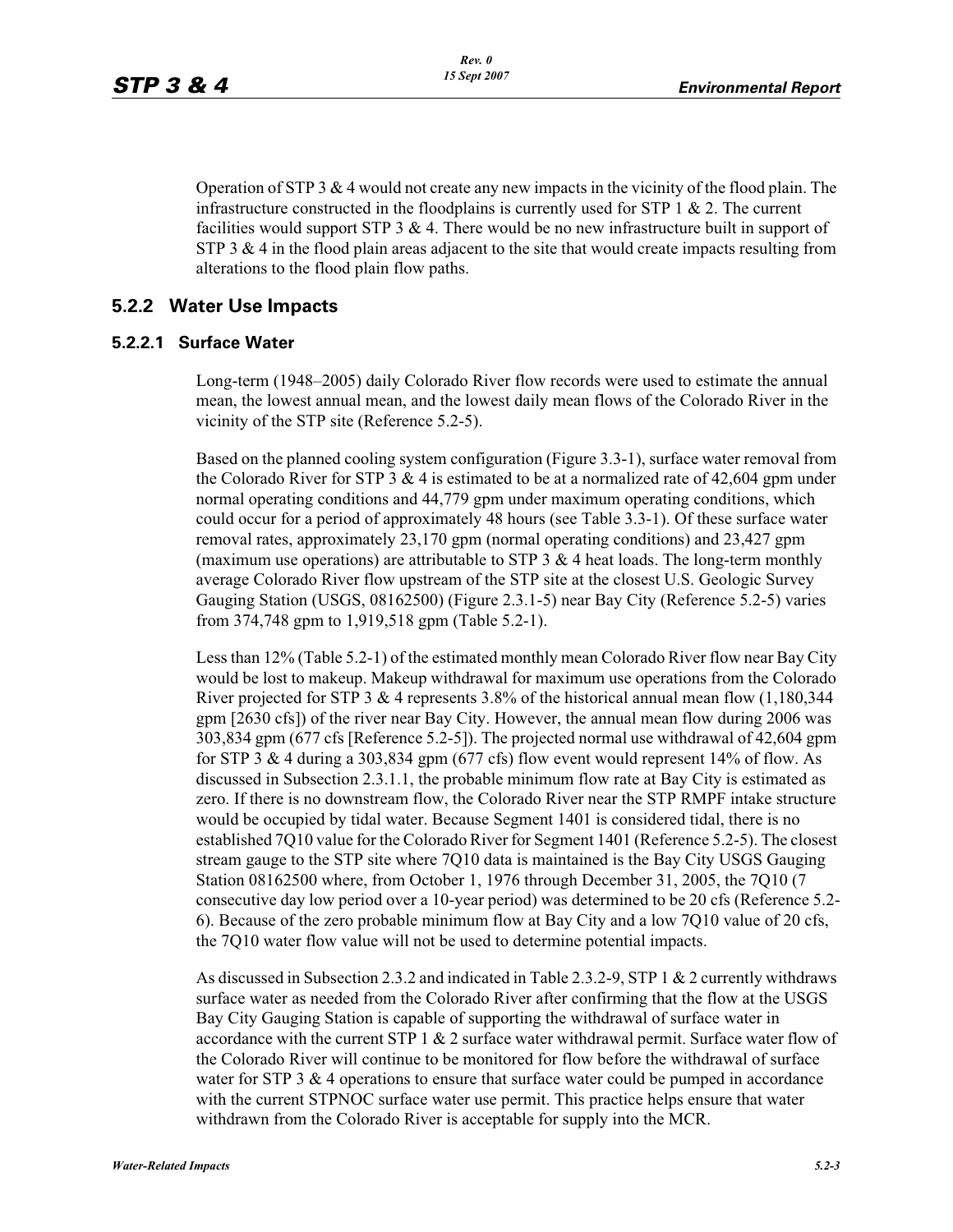Operation of STP 3 & 4 would not create any new impacts in the vicinity of the flood plain. The infrastructure constructed in the floodplains is currently used for STP 1 & 2. The current facilities would support STP 3 & 4. There would be no new infrastructure built in support of STP 3 & 4 in the flood plain areas adjacent to the site that would create impacts resulting from alterations to the flood plain flow paths.

## 5.2.2 Water Use Impacts

### 5.2.2.1 Surface Water

Long-term (1948–2005) daily Colorado River flow records were used to estimate the annual mean, the lowest annual mean, and the lowest daily mean flows of the Colorado River in the vicinity of the STP site (Reference 5.2-5).

Based on the planned cooling system configuration (Figure 3.3-1), surface water removal from the Colorado River for STP 3 & 4 is estimated to be at a normalized rate of 42,604 gpm under normal operating conditions and 44,779 gpm under maximum operating conditions, which could occur for a period of approximately 48 hours (see Table 3.3-1). Of these surface water removal rates, approximately 23,170 gpm (normal operating conditions) and 23,427 gpm (maximum use operations) are attributable to STP 3 & 4 heat loads. The long-term monthly average Colorado River flow upstream of the STP site at the closest U.S. Geologic Survey Gauging Station (USGS, 08162500) (Figure 2.3.1-5) near Bay City (Reference 5.2-5) varies from 374,748 gpm to 1,919,518 gpm (Table 5.2-1).

Less than 12% (Table 5.2-1) of the estimated monthly mean Colorado River flow near Bay City would be lost to makeup. Makeup withdrawal for maximum use operations from the Colorado River projected for STP 3 & 4 represents 3.8% of the historical annual mean flow (1,180,344 gpm [2630 cfs]) of the river near Bay City. However, the annual mean flow during 2006 was 303,834 gpm (677 cfs [Reference 5.2-5]). The projected normal use withdrawal of 42,604 gpm for STP 3 & 4 during a 303,834 gpm (677 cfs) flow event would represent 14% of flow. As discussed in Subsection 2.3.1.1, the probable minimum flow rate at Bay City is estimated as zero. If there is no downstream flow, the Colorado River near the STP RMPF intake structure would be occupied by tidal water. Because Segment 1401 is considered tidal, there is no established 7Q10 value for the Colorado River for Segment 1401 (Reference 5.2-5). The closest stream gauge to the STP site where 7Q10 data is maintained is the Bay City USGS Gauging Station 08162500 where, from October 1, 1976 through December 31, 2005, the 7Q10 (7 consecutive day low period over a 10-year period) was determined to be 20 cfs (Reference 5.2-6). Because of the zero probable minimum flow at Bay City and a low 7Q10 value of 20 cfs, the 7Q10 water flow value will not be used to determine potential impacts.

As discussed in Subsection 2.3.2 and indicated in Table 2.3.2-9, STP 1 & 2 currently withdraws surface water as needed from the Colorado River after confirming that the flow at the USGS Bay City Gauging Station is capable of supporting the withdrawal of surface water in accordance with the current STP 1 & 2 surface water withdrawal permit. Surface water flow of the Colorado River will continue to be monitored for flow before the withdrawal of surface water for STP 3 & 4 operations to ensure that surface water could be pumped in accordance with the current STPNOC surface water use permit. This practice helps ensure that water withdrawn from the Colorado River is acceptable for supply into the MCR.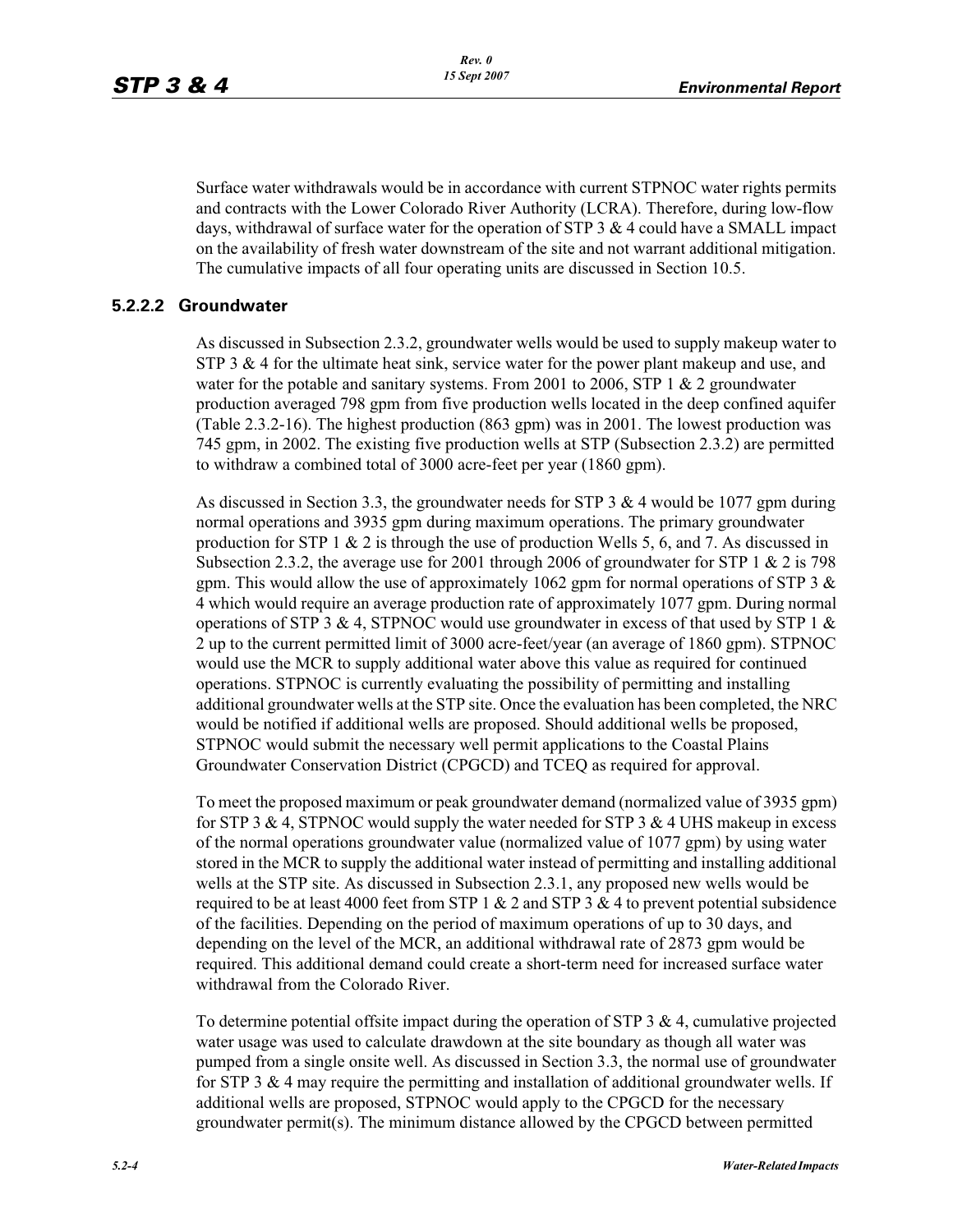Surface water withdrawals would be in accordance with current STPNOC water rights permits and contracts with the Lower Colorado River Authority (LCRA). Therefore, during low-flow days, withdrawal of surface water for the operation of STP 3 & 4 could have a SMALL impact on the availability of fresh water downstream of the site and not warrant additional mitigation. The cumulative impacts of all four operating units are discussed in Section 10.5.

#### 5.2.2.2 Groundwater

As discussed in Subsection 2.3.2, groundwater wells would be used to supply makeup water to STP 3 & 4 for the ultimate heat sink, service water for the power plant makeup and use, and water for the potable and sanitary systems. From 2001 to 2006, STP 1 & 2 groundwater production averaged 798 gpm from five production wells located in the deep confined aquifer (Table 2.3.2-16). The highest production (863 gpm) was in 2001. The lowest production was 745 gpm, in 2002. The existing five production wells at STP (Subsection 2.3.2) are permitted to withdraw a combined total of 3000 acre-feet per year (1860 gpm).

As discussed in Section 3.3, the groundwater needs for STP 3 & 4 would be 1077 gpm during normal operations and 3935 gpm during maximum operations. The primary groundwater production for STP 1 & 2 is through the use of production Wells 5, 6, and 7. As discussed in Subsection 2.3.2, the average use for 2001 through 2006 of groundwater for STP 1 & 2 is 798 gpm. This would allow the use of approximately 1062 gpm for normal operations of STP 3 & 4 which would require an average production rate of approximately 1077 gpm. During normal operations of STP 3 & 4, STPNOC would use groundwater in excess of that used by STP 1 & 2 up to the current permitted limit of 3000 acre-feet/year (an average of 1860 gpm). STPNOC would use the MCR to supply additional water above this value as required for continued operations. STPNOC is currently evaluating the possibility of permitting and installing additional groundwater wells at the STP site. Once the evaluation has been completed, the NRC would be notified if additional wells are proposed. Should additional wells be proposed, STPNOC would submit the necessary well permit applications to the Coastal Plains Groundwater Conservation District (CPGCD) and TCEQ as required for approval.

To meet the proposed maximum or peak groundwater demand (normalized value of 3935 gpm) for STP 3 & 4, STPNOC would supply the water needed for STP 3 & 4 UHS makeup in excess of the normal operations groundwater value (normalized value of 1077 gpm) by using water stored in the MCR to supply the additional water instead of permitting and installing additional wells at the STP site. As discussed in Subsection 2.3.1, any proposed new wells would be required to be at least 4000 feet from STP 1 & 2 and STP 3 & 4 to prevent potential subsidence of the facilities. Depending on the period of maximum operations of up to 30 days, and depending on the level of the MCR, an additional withdrawal rate of 2873 gpm would be required. This additional demand could create a short-term need for increased surface water withdrawal from the Colorado River.

To determine potential offsite impact during the operation of STP 3 & 4, cumulative projected water usage was used to calculate drawdown at the site boundary as though all water was pumped from a single onsite well. As discussed in Section 3.3, the normal use of groundwater for STP 3 & 4 may require the permitting and installation of additional groundwater wells. If additional wells are proposed, STPNOC would apply to the CPGCD for the necessary groundwater permit(s). The minimum distance allowed by the CPGCD between permitted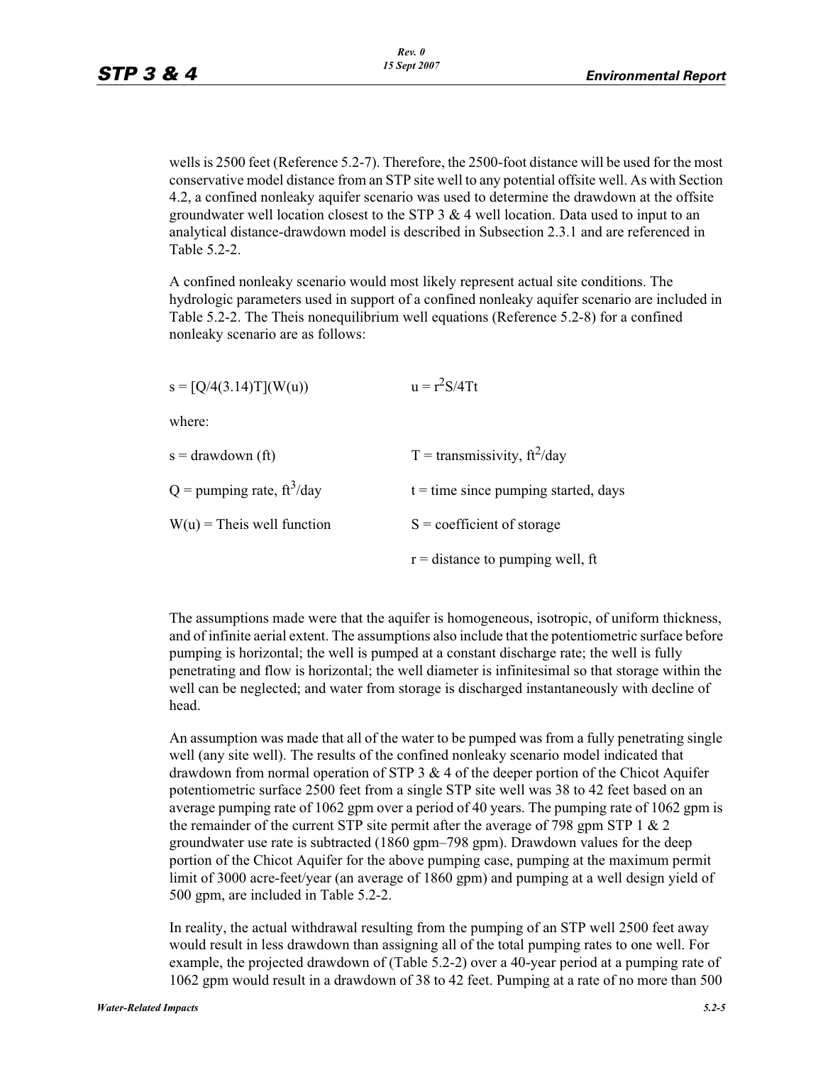wells is 2500 feet (Reference 5.2-7). Therefore, the 2500-foot distance will be used for the most conservative model distance from an STP site well to any potential offsite well. As with Section 4.2, a confined nonleaky aquifer scenario was used to determine the drawdown at the offsite groundwater well location closest to the STP 3 & 4 well location. Data used to input to an analytical distance-drawdown model is described in Subsection 2.3.1 and are referenced in Table 5.2-2.

A confined nonleaky scenario would most likely represent actual site conditions. The hydrologic parameters used in support of a confined nonleaky aquifer scenario are included in Table 5.2-2. The Theis nonequilibrium well equations (Reference 5.2-8) for a confined nonleaky scenario are as follows:

$s = [Q/4(3.14)T](W(u))$ $\qquad$ $u = r^2S/4Tt$

where:

| | |
|---|---|
| s = drawdown (ft) | T = transmissivity, $ft^2$/day |
| Q = pumping rate, $ft^3$/day | t = time since pumping started, days |
| W(u) = Theis well function | S = coefficient of storage |
| | r = distance to pumping well, ft |

The assumptions made were that the aquifer is homogeneous, isotropic, of uniform thickness, and of infinite aerial extent. The assumptions also include that the potentiometric surface before pumping is horizontal; the well is pumped at a constant discharge rate; the well is fully penetrating and flow is horizontal; the well diameter is infinitesimal so that storage within the well can be neglected; and water from storage is discharged instantaneously with decline of head.

An assumption was made that all of the water to be pumped was from a fully penetrating single well (any site well). The results of the confined nonleaky scenario model indicated that drawdown from normal operation of STP 3 & 4 of the deeper portion of the Chicot Aquifer potentiometric surface 2500 feet from a single STP site well was 38 to 42 feet based on an average pumping rate of 1062 gpm over a period of 40 years. The pumping rate of 1062 gpm is the remainder of the current STP site permit after the average of 798 gpm STP 1 & 2 groundwater use rate is subtracted (1860 gpm–798 gpm). Drawdown values for the deep portion of the Chicot Aquifer for the above pumping case, pumping at the maximum permit limit of 3000 acre-feet/year (an average of 1860 gpm) and pumping at a well design yield of 500 gpm, are included in Table 5.2-2.

In reality, the actual withdrawal resulting from the pumping of an STP well 2500 feet away would result in less drawdown than assigning all of the total pumping rates to one well. For example, the projected drawdown of (Table 5.2-2) over a 40-year period at a pumping rate of 1062 gpm would result in a drawdown of 38 to 42 feet. Pumping at a rate of no more than 500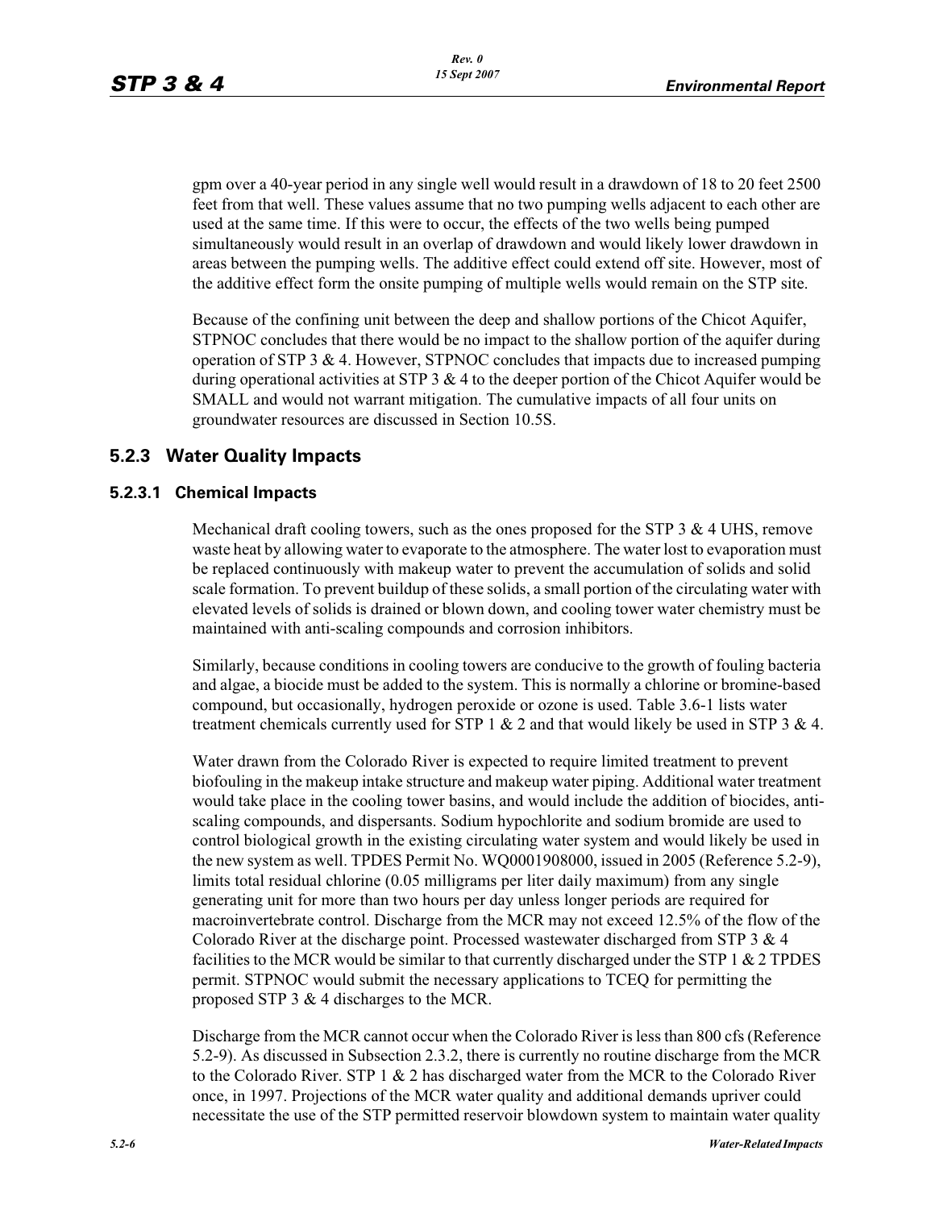gpm over a 40-year period in any single well would result in a drawdown of 18 to 20 feet 2500 feet from that well. These values assume that no two pumping wells adjacent to each other are used at the same time. If this were to occur, the effects of the two wells being pumped simultaneously would result in an overlap of drawdown and would likely lower drawdown in areas between the pumping wells. The additive effect could extend off site. However, most of the additive effect form the onsite pumping of multiple wells would remain on the STP site.

Because of the confining unit between the deep and shallow portions of the Chicot Aquifer, STPNOC concludes that there would be no impact to the shallow portion of the aquifer during operation of STP 3 & 4. However, STPNOC concludes that impacts due to increased pumping during operational activities at STP 3 & 4 to the deeper portion of the Chicot Aquifer would be SMALL and would not warrant mitigation. The cumulative impacts of all four units on groundwater resources are discussed in Section 10.5S.

## 5.2.3 Water Quality Impacts

### 5.2.3.1 Chemical Impacts

Mechanical draft cooling towers, such as the ones proposed for the STP 3 & 4 UHS, remove waste heat by allowing water to evaporate to the atmosphere. The water lost to evaporation must be replaced continuously with makeup water to prevent the accumulation of solids and solid scale formation. To prevent buildup of these solids, a small portion of the circulating water with elevated levels of solids is drained or blown down, and cooling tower water chemistry must be maintained with anti-scaling compounds and corrosion inhibitors.

Similarly, because conditions in cooling towers are conducive to the growth of fouling bacteria and algae, a biocide must be added to the system. This is normally a chlorine or bromine-based compound, but occasionally, hydrogen peroxide or ozone is used. Table 3.6-1 lists water treatment chemicals currently used for STP 1 & 2 and that would likely be used in STP 3 & 4.

Water drawn from the Colorado River is expected to require limited treatment to prevent biofouling in the makeup intake structure and makeup water piping. Additional water treatment would take place in the cooling tower basins, and would include the addition of biocides, anti-scaling compounds, and dispersants. Sodium hypochlorite and sodium bromide are used to control biological growth in the existing circulating water system and would likely be used in the new system as well. TPDES Permit No. WQ0001908000, issued in 2005 (Reference 5.2-9), limits total residual chlorine (0.05 milligrams per liter daily maximum) from any single generating unit for more than two hours per day unless longer periods are required for macroinvertebrate control. Discharge from the MCR may not exceed 12.5% of the flow of the Colorado River at the discharge point. Processed wastewater discharged from STP 3 & 4 facilities to the MCR would be similar to that currently discharged under the STP 1 & 2 TPDES permit. STPNOC would submit the necessary applications to TCEQ for permitting the proposed STP 3 & 4 discharges to the MCR.

Discharge from the MCR cannot occur when the Colorado River is less than 800 cfs (Reference 5.2-9). As discussed in Subsection 2.3.2, there is currently no routine discharge from the MCR to the Colorado River. STP 1 & 2 has discharged water from the MCR to the Colorado River once, in 1997. Projections of the MCR water quality and additional demands upriver could necessitate the use of the STP permitted reservoir blowdown system to maintain water quality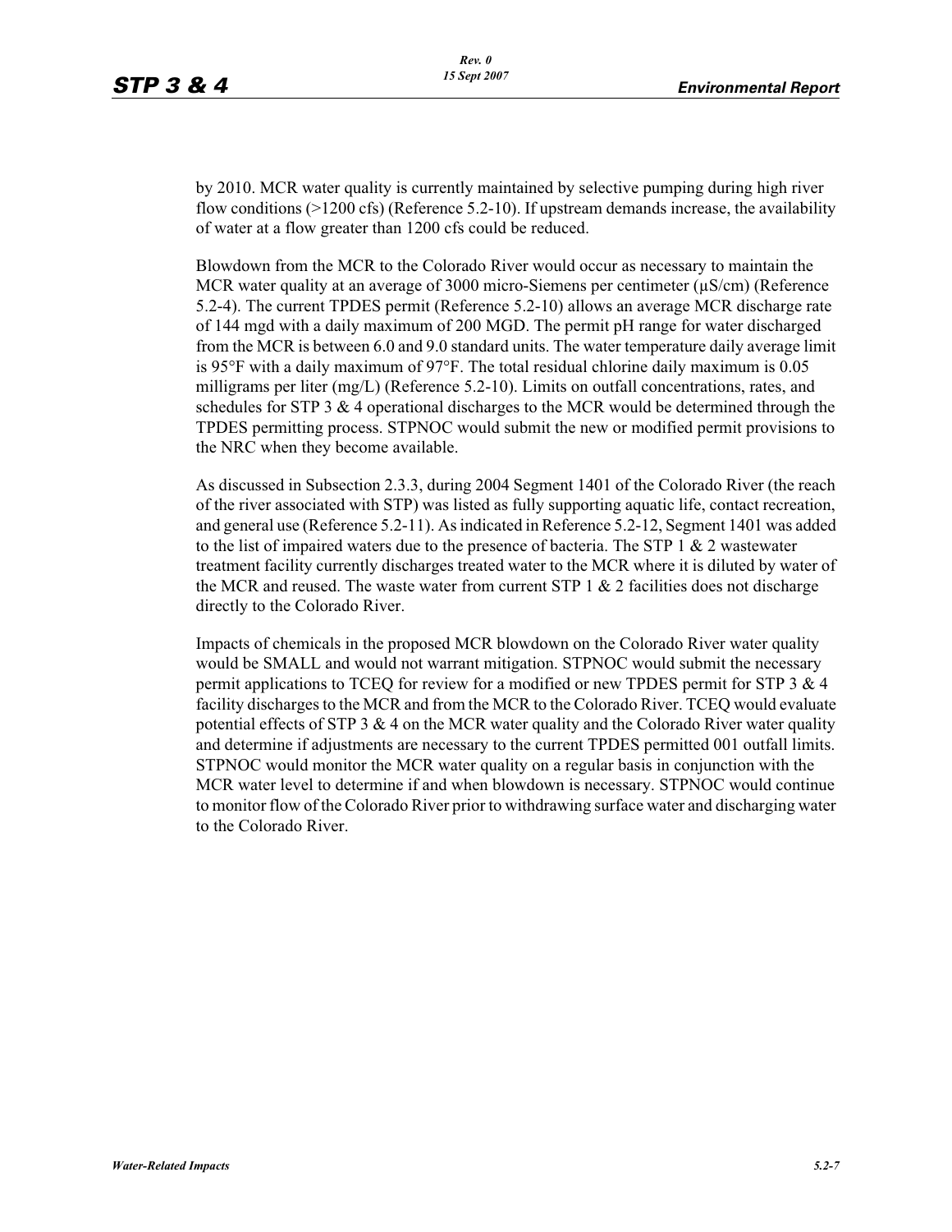by 2010. MCR water quality is currently maintained by selective pumping during high river flow conditions (>1200 cfs) (Reference 5.2-10). If upstream demands increase, the availability of water at a flow greater than 1200 cfs could be reduced.

Blowdown from the MCR to the Colorado River would occur as necessary to maintain the MCR water quality at an average of 3000 micro-Siemens per centimeter (µS/cm) (Reference 5.2-4). The current TPDES permit (Reference 5.2-10) allows an average MCR discharge rate of 144 mgd with a daily maximum of 200 MGD. The permit pH range for water discharged from the MCR is between 6.0 and 9.0 standard units. The water temperature daily average limit is 95°F with a daily maximum of 97°F. The total residual chlorine daily maximum is 0.05 milligrams per liter (mg/L) (Reference 5.2-10). Limits on outfall concentrations, rates, and schedules for STP 3 & 4 operational discharges to the MCR would be determined through the TPDES permitting process. STPNOC would submit the new or modified permit provisions to the NRC when they become available.

As discussed in Subsection 2.3.3, during 2004 Segment 1401 of the Colorado River (the reach of the river associated with STP) was listed as fully supporting aquatic life, contact recreation, and general use (Reference 5.2-11). As indicated in Reference 5.2-12, Segment 1401 was added to the list of impaired waters due to the presence of bacteria. The STP 1 & 2 wastewater treatment facility currently discharges treated water to the MCR where it is diluted by water of the MCR and reused. The waste water from current STP 1 & 2 facilities does not discharge directly to the Colorado River.

Impacts of chemicals in the proposed MCR blowdown on the Colorado River water quality would be SMALL and would not warrant mitigation. STPNOC would submit the necessary permit applications to TCEQ for review for a modified or new TPDES permit for STP 3 & 4 facility discharges to the MCR and from the MCR to the Colorado River. TCEQ would evaluate potential effects of STP 3 & 4 on the MCR water quality and the Colorado River water quality and determine if adjustments are necessary to the current TPDES permitted 001 outfall limits. STPNOC would monitor the MCR water quality on a regular basis in conjunction with the MCR water level to determine if and when blowdown is necessary. STPNOC would continue to monitor flow of the Colorado River prior to withdrawing surface water and discharging water to the Colorado River.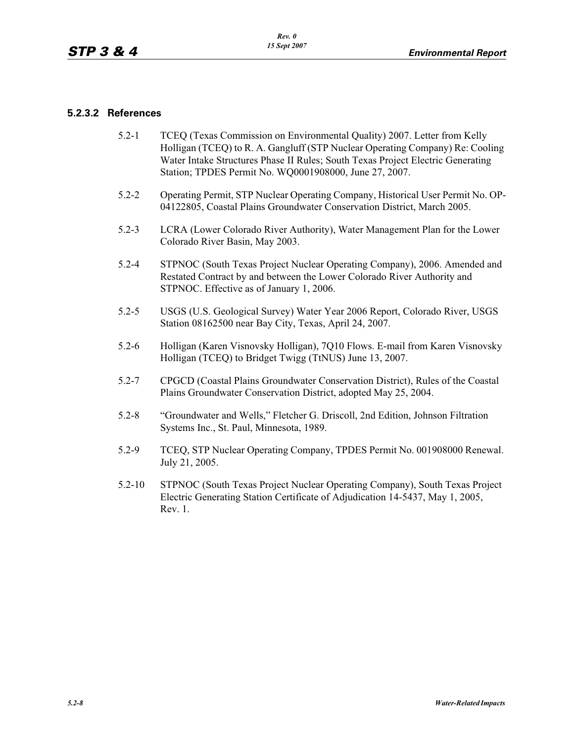### 5.2.3.2 References

5.2-1 TCEQ (Texas Commission on Environmental Quality) 2007. Letter from Kelly Holligan (TCEQ) to R. A. Gangluff (STP Nuclear Operating Company) Re: Cooling Water Intake Structures Phase II Rules; South Texas Project Electric Generating Station; TPDES Permit No. WQ0001908000, June 27, 2007.

5.2-2 Operating Permit, STP Nuclear Operating Company, Historical User Permit No. OP-04122805, Coastal Plains Groundwater Conservation District, March 2005.

5.2-3 LCRA (Lower Colorado River Authority), Water Management Plan for the Lower Colorado River Basin, May 2003.

5.2-4 STPNOC (South Texas Project Nuclear Operating Company), 2006. Amended and Restated Contract by and between the Lower Colorado River Authority and STPNOC. Effective as of January 1, 2006.

5.2-5 USGS (U.S. Geological Survey) Water Year 2006 Report, Colorado River, USGS Station 08162500 near Bay City, Texas, April 24, 2007.

5.2-6 Holligan (Karen Visnovsky Holligan), 7Q10 Flows. E-mail from Karen Visnovsky Holligan (TCEQ) to Bridget Twigg (TtNUS) June 13, 2007.

5.2-7 CPGCD (Coastal Plains Groundwater Conservation District), Rules of the Coastal Plains Groundwater Conservation District, adopted May 25, 2004.

5.2-8 "Groundwater and Wells," Fletcher G. Driscoll, 2nd Edition, Johnson Filtration Systems Inc., St. Paul, Minnesota, 1989.

5.2-9 TCEQ, STP Nuclear Operating Company, TPDES Permit No. 001908000 Renewal. July 21, 2005.

5.2-10 STPNOC (South Texas Project Nuclear Operating Company), South Texas Project Electric Generating Station Certificate of Adjudication 14-5437, May 1, 2005, Rev. 1.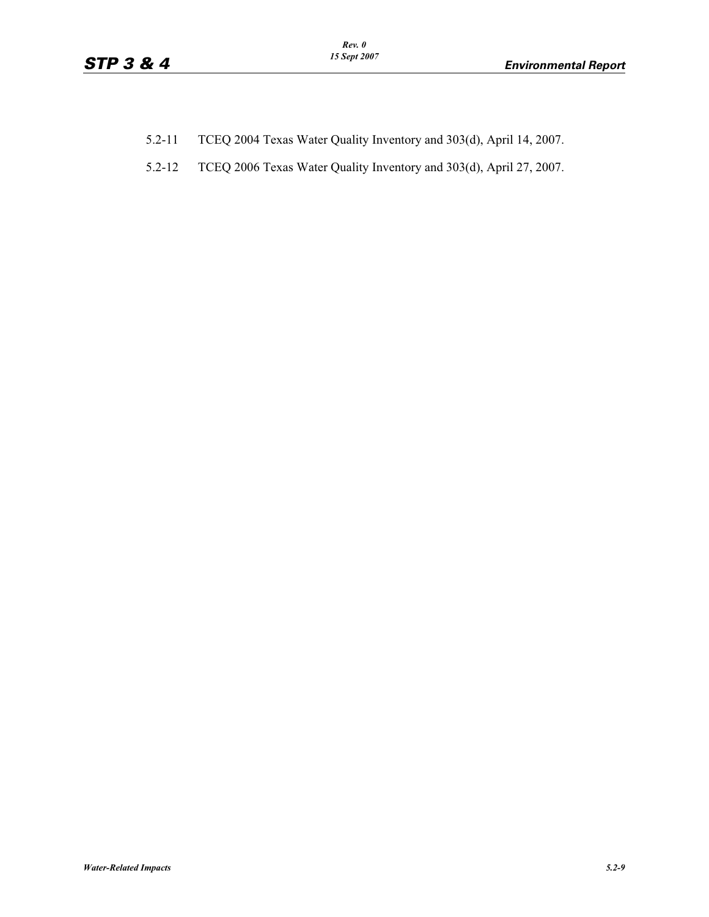5.2-11 TCEQ 2004 Texas Water Quality Inventory and 303(d), April 14, 2007.

5.2-12 TCEQ 2006 Texas Water Quality Inventory and 303(d), April 27, 2007.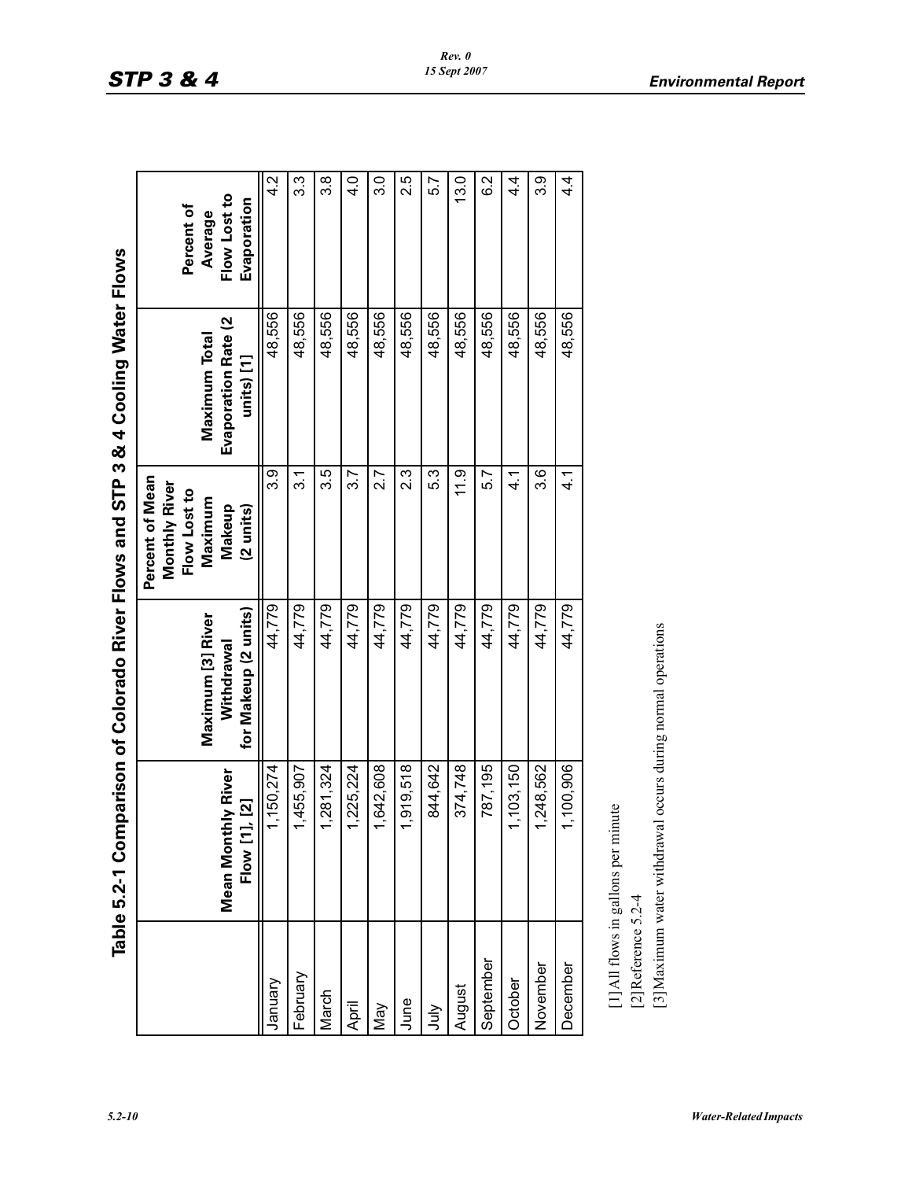## Table 5.2-1 Comparison of Colorado River Flows and STP 3 & 4 Cooling Water Flows

| | Mean Monthly River Flow [1], [2] | Maximum [3] River Withdrawal for Makeup (2 units) | Percent of Mean Monthly River Flow Lost to Maximum Makeup (2 units) | Maximum Total Evaporation Rate (2 units) [1] | Percent of Average Flow Lost to Evaporation |
|---|---|---|---|---|---|
| January | 1,150,274 | 44,779 | 3.9 | 48,556 | 4.2 |
| February | 1,455,907 | 44,779 | 3.1 | 48,556 | 3.3 |
| March | 1,281,324 | 44,779 | 3.5 | 48,556 | 3.8 |
| April | 1,225,224 | 44,779 | 3.7 | 48,556 | 4.0 |
| May | 1,642,608 | 44,779 | 2.7 | 48,556 | 3.0 |
| June | 1,919,518 | 44,779 | 2.3 | 48,556 | 2.5 |
| July | 844,642 | 44,779 | 5.3 | 48,556 | 5.7 |
| August | 374,748 | 44,779 | 11.9 | 48,556 | 13.0 |
| September | 787,195 | 44,779 | 5.7 | 48,556 | 6.2 |
| October | 1,103,150 | 44,779 | 4.1 | 48,556 | 4.4 |
| November | 1,248,562 | 44,779 | 3.6 | 48,556 | 3.9 |
| December | 1,100,906 | 44,779 | 4.1 | 48,556 | 4.4 |

[1] All flows in gallons per minute

[2] Reference 5.2-4

[3] Maximum water withdrawal occurs during normal operations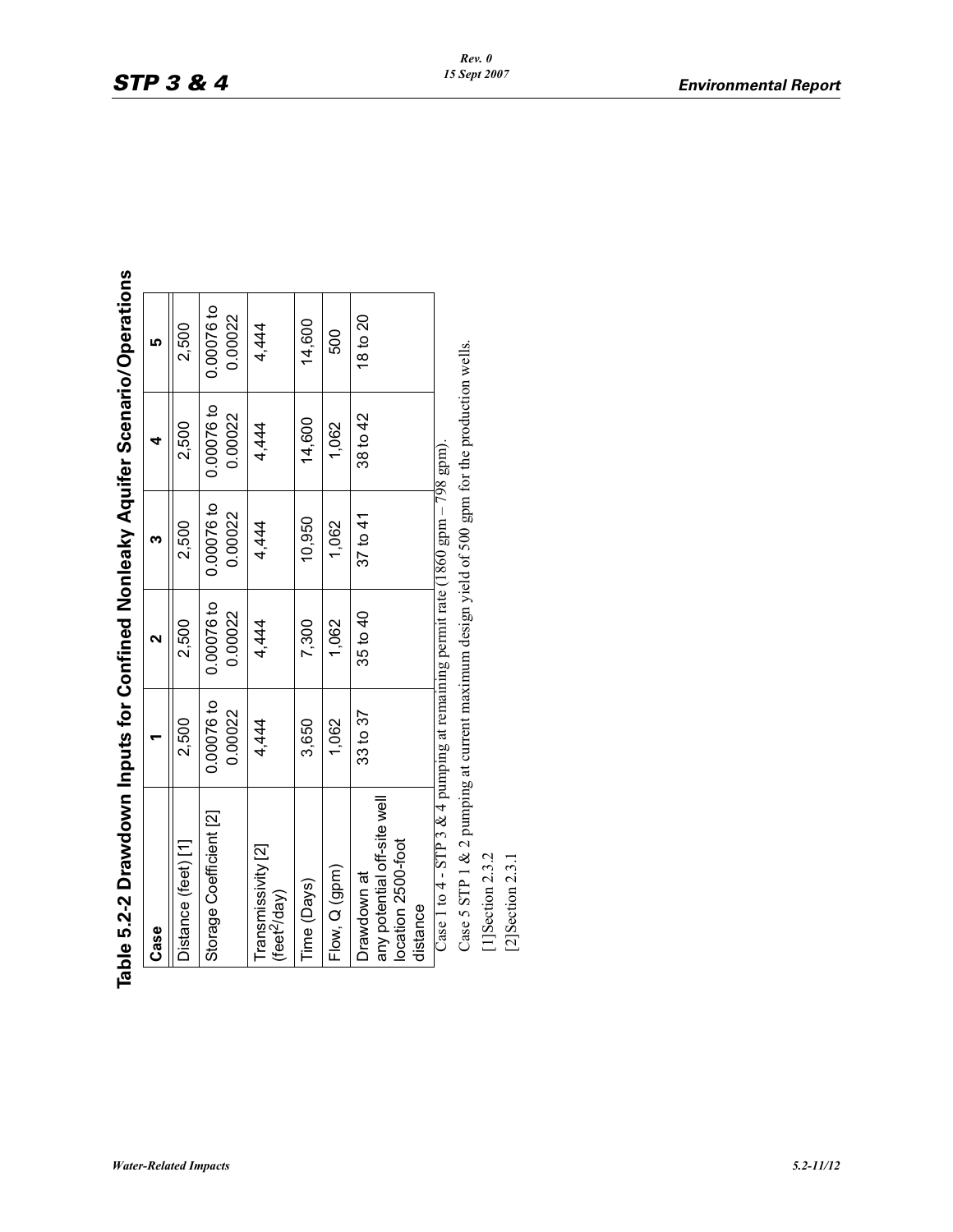## Table 5.2-2 Drawdown Inputs for Confined Nonleaky Aquifer Scenario/Operations

| Case | 1 | 2 | 3 | 4 | 5 |
|---|---|---|---|---|---|
| Distance (feet) [1] | 2,500 | 2,500 | 2,500 | 2,500 | 2,500 |
| Storage Coefficient [2] | 0.00076 to 0.00022 | 0.00076 to 0.00022 | 0.00076 to 0.00022 | 0.00076 to 0.00022 | 0.00076 to 0.00022 |
| Transmissivity [2] (feet$^2$/day) | 4,444 | 4,444 | 4,444 | 4,444 | 4,444 |
| Time (Days) | 3,650 | 7,300 | 10,950 | 14,600 | 14,600 |
| Flow, Q (gpm) | 1,062 | 1,062 | 1,062 | 1,062 | 500 |
| Drawdown at any potential off-site well location 2500-foot distance | 33 to 37 | 35 to 40 | 37 to 41 | 38 to 42 | 18 to 20 |

Case 1 to 4 - STP 3 & 4 pumping at remaining permit rate (1860 gpm – 798 gpm).

Case 5 STP 1 & 2 pumping at current maximum design yield of 500 gpm for the production wells.

[1] Section 2.3.2

[2] Section 2.3.1